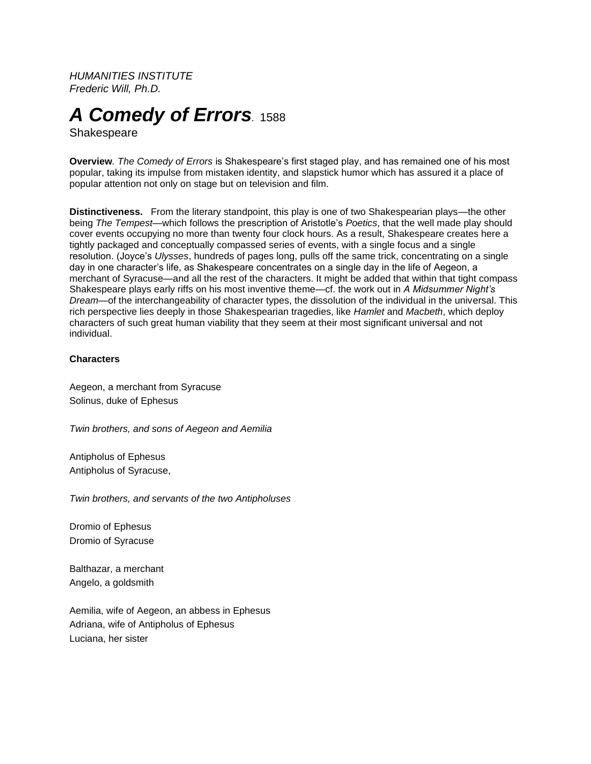*HUMANITIES INSTITUTE*
*Frederic Will, Ph.D.*

# *A Comedy of Errors*. 1588

Shakespeare

**Overview**. *The Comedy of Errors* is Shakespeare's first staged play, and has remained one of his most popular, taking its impulse from mistaken identity, and slapstick humor which has assured it a place of popular attention not only on stage but on television and film.

**Distinctiveness.** From the literary standpoint, this play is one of two Shakespearian plays—the other being *The Tempest*—which follows the prescription of Aristotle's *Poetics*, that the well made play should cover events occupying no more than twenty four clock hours. As a result, Shakespeare creates here a tightly packaged and conceptually compassed series of events, with a single focus and a single resolution. (Joyce's *Ulysses*, hundreds of pages long, pulls off the same trick, concentrating on a single day in one character's life, as Shakespeare concentrates on a single day in the life of Aegeon, a merchant of Syracuse—and all the rest of the characters. It might be added that within that tight compass Shakespeare plays early riffs on his most inventive theme—cf. the work out in *A Midsummer Night's Dream*—of the interchangeability of character types, the dissolution of the individual in the universal. This rich perspective lies deeply in those Shakespearian tragedies, like *Hamlet* and *Macbeth*, which deploy characters of such great human viability that they seem at their most significant universal and not individual.

**Characters**

Aegeon, a merchant from Syracuse
Solinus, duke of Ephesus

*Twin brothers, and sons of Aegeon and Aemilia*

Antipholus of Ephesus
Antipholus of Syracuse,

*Twin brothers, and servants of the two Antipholuses*

Dromio of Ephesus
Dromio of Syracuse

Balthazar, a merchant
Angelo, a goldsmith

Aemilia, wife of Aegeon, an abbess in Ephesus
Adriana, wife of Antipholus of Ephesus
Luciana, her sister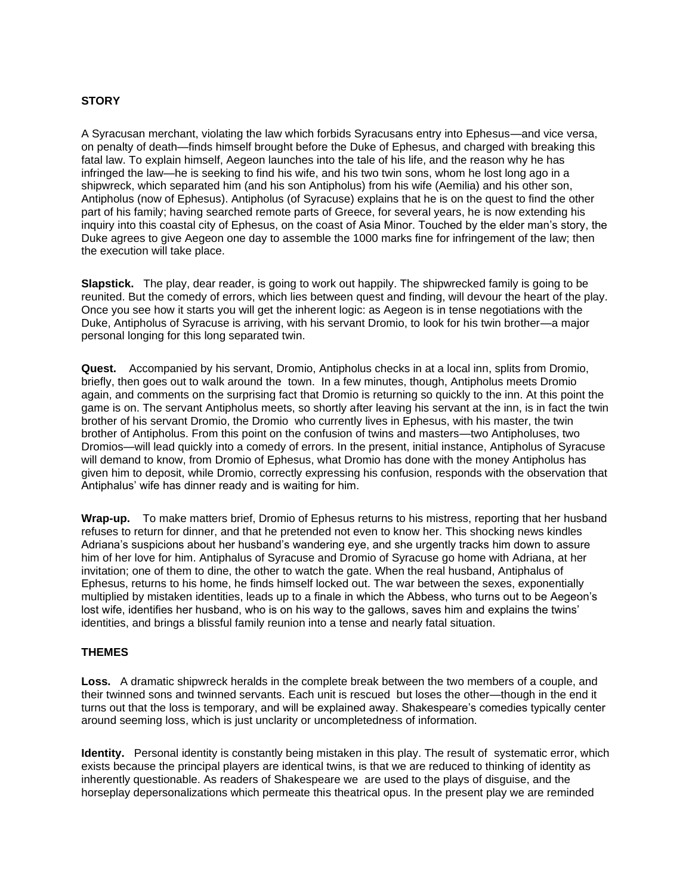**STORY**

A Syracusan merchant, violating the law which forbids Syracusans entry into Ephesus—and vice versa, on penalty of death—finds himself brought before the Duke of Ephesus, and charged with breaking this fatal law. To explain himself, Aegeon launches into the tale of his life, and the reason why he has infringed the law—he is seeking to find his wife, and his two twin sons, whom he lost long ago in a shipwreck, which separated him (and his son Antipholus) from his wife (Aemilia) and his other son, Antipholus (now of Ephesus). Antipholus (of Syracuse) explains that he is on the quest to find the other part of his family; having searched remote parts of Greece, for several years, he is now extending his inquiry into this coastal city of Ephesus, on the coast of Asia Minor. Touched by the elder man's story, the Duke agrees to give Aegeon one day to assemble the 1000 marks fine for infringement of the law; then the execution will take place.

**Slapstick.** The play, dear reader, is going to work out happily. The shipwrecked family is going to be reunited. But the comedy of errors, which lies between quest and finding, will devour the heart of the play. Once you see how it starts you will get the inherent logic: as Aegeon is in tense negotiations with the Duke, Antipholus of Syracuse is arriving, with his servant Dromio, to look for his twin brother—a major personal longing for this long separated twin.

**Quest.** Accompanied by his servant, Dromio, Antipholus checks in at a local inn, splits from Dromio, briefly, then goes out to walk around the town. In a few minutes, though, Antipholus meets Dromio again, and comments on the surprising fact that Dromio is returning so quickly to the inn. At this point the game is on. The servant Antipholus meets, so shortly after leaving his servant at the inn, is in fact the twin brother of his servant Dromio, the Dromio who currently lives in Ephesus, with his master, the twin brother of Antipholus. From this point on the confusion of twins and masters—two Antipholuses, two Dromios—will lead quickly into a comedy of errors. In the present, initial instance, Antipholus of Syracuse will demand to know, from Dromio of Ephesus, what Dromio has done with the money Antipholus has given him to deposit, while Dromio, correctly expressing his confusion, responds with the observation that Antiphalus' wife has dinner ready and is waiting for him.

**Wrap-up.** To make matters brief, Dromio of Ephesus returns to his mistress, reporting that her husband refuses to return for dinner, and that he pretended not even to know her. This shocking news kindles Adriana's suspicions about her husband's wandering eye, and she urgently tracks him down to assure him of her love for him. Antiphalus of Syracuse and Dromio of Syracuse go home with Adriana, at her invitation; one of them to dine, the other to watch the gate. When the real husband, Antiphalus of Ephesus, returns to his home, he finds himself locked out. The war between the sexes, exponentially multiplied by mistaken identities, leads up to a finale in which the Abbess, who turns out to be Aegeon's lost wife, identifies her husband, who is on his way to the gallows, saves him and explains the twins' identities, and brings a blissful family reunion into a tense and nearly fatal situation.

**THEMES**

**Loss.** A dramatic shipwreck heralds in the complete break between the two members of a couple, and their twinned sons and twinned servants. Each unit is rescued but loses the other—though in the end it turns out that the loss is temporary, and will be explained away. Shakespeare's comedies typically center around seeming loss, which is just unclarity or uncompletedness of information.

**Identity.** Personal identity is constantly being mistaken in this play. The result of systematic error, which exists because the principal players are identical twins, is that we are reduced to thinking of identity as inherently questionable. As readers of Shakespeare we are used to the plays of disguise, and the horseplay depersonalizations which permeate this theatrical opus. In the present play we are reminded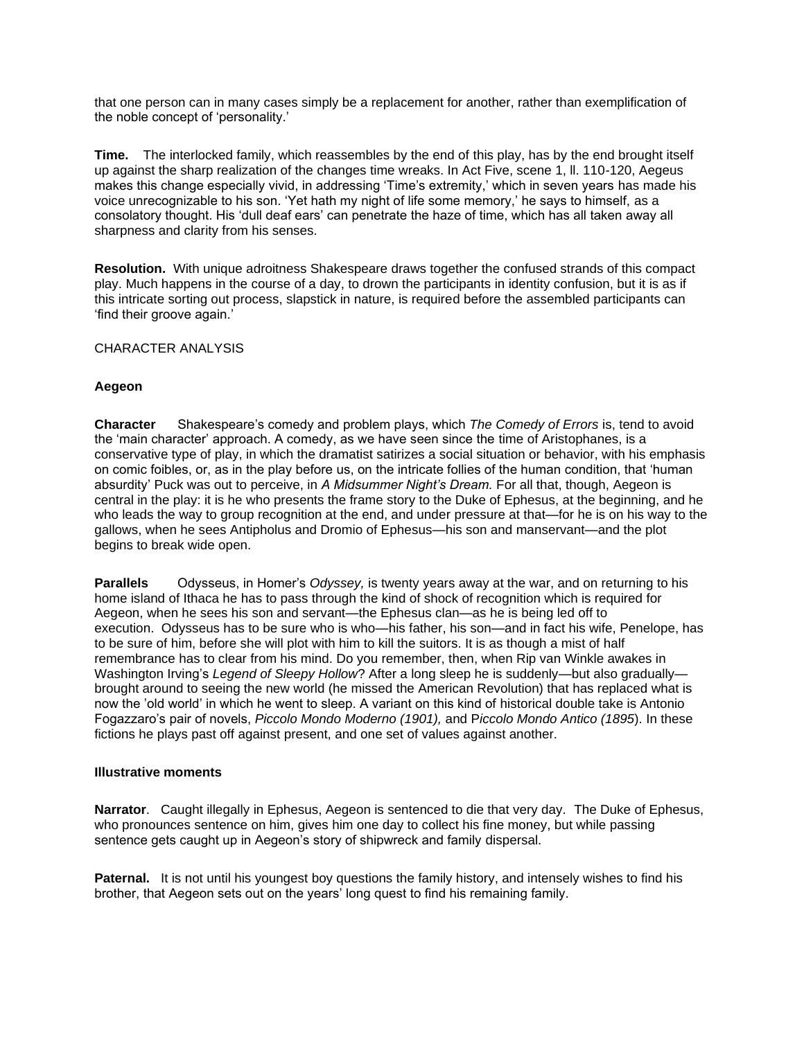that one person can in many cases simply be a replacement for another, rather than exemplification of the noble concept of 'personality.'

**Time.** The interlocked family, which reassembles by the end of this play, has by the end brought itself up against the sharp realization of the changes time wreaks. In Act Five, scene 1, ll. 110-120, Aegeus makes this change especially vivid, in addressing 'Time's extremity,' which in seven years has made his voice unrecognizable to his son. 'Yet hath my night of life some memory,' he says to himself, as a consolatory thought. His 'dull deaf ears' can penetrate the haze of time, which has all taken away all sharpness and clarity from his senses.

**Resolution.** With unique adroitness Shakespeare draws together the confused strands of this compact play. Much happens in the course of a day, to drown the participants in identity confusion, but it is as if this intricate sorting out process, slapstick in nature, is required before the assembled participants can 'find their groove again.'

CHARACTER ANALYSIS

**Aegeon**

**Character** Shakespeare's comedy and problem plays, which *The Comedy of Errors* is, tend to avoid the 'main character' approach. A comedy, as we have seen since the time of Aristophanes, is a conservative type of play, in which the dramatist satirizes a social situation or behavior, with his emphasis on comic foibles, or, as in the play before us, on the intricate follies of the human condition, that 'human absurdity' Puck was out to perceive, in *A Midsummer Night's Dream.* For all that, though, Aegeon is central in the play: it is he who presents the frame story to the Duke of Ephesus, at the beginning, and he who leads the way to group recognition at the end, and under pressure at that—for he is on his way to the gallows, when he sees Antipholus and Dromio of Ephesus—his son and manservant—and the plot begins to break wide open.

**Parallels** Odysseus, in Homer's *Odyssey,* is twenty years away at the war, and on returning to his home island of Ithaca he has to pass through the kind of shock of recognition which is required for Aegeon, when he sees his son and servant—the Ephesus clan—as he is being led off to execution. Odysseus has to be sure who is who—his father, his son—and in fact his wife, Penelope, has to be sure of him, before she will plot with him to kill the suitors. It is as though a mist of half remembrance has to clear from his mind. Do you remember, then, when Rip van Winkle awakes in Washington Irving's *Legend of Sleepy Hollow*? After a long sleep he is suddenly—but also gradually—brought around to seeing the new world (he missed the American Revolution) that has replaced what is now the 'old world' in which he went to sleep. A variant on this kind of historical double take is Antonio Fogazzaro's pair of novels, *Piccolo Mondo Moderno (1901),* and P*iccolo Mondo Antico (1895*). In these fictions he plays past off against present, and one set of values against another.

**Illustrative moments**

**Narrator**. Caught illegally in Ephesus, Aegeon is sentenced to die that very day. The Duke of Ephesus, who pronounces sentence on him, gives him one day to collect his fine money, but while passing sentence gets caught up in Aegeon's story of shipwreck and family dispersal.

**Paternal.** It is not until his youngest boy questions the family history, and intensely wishes to find his brother, that Aegeon sets out on the years' long quest to find his remaining family.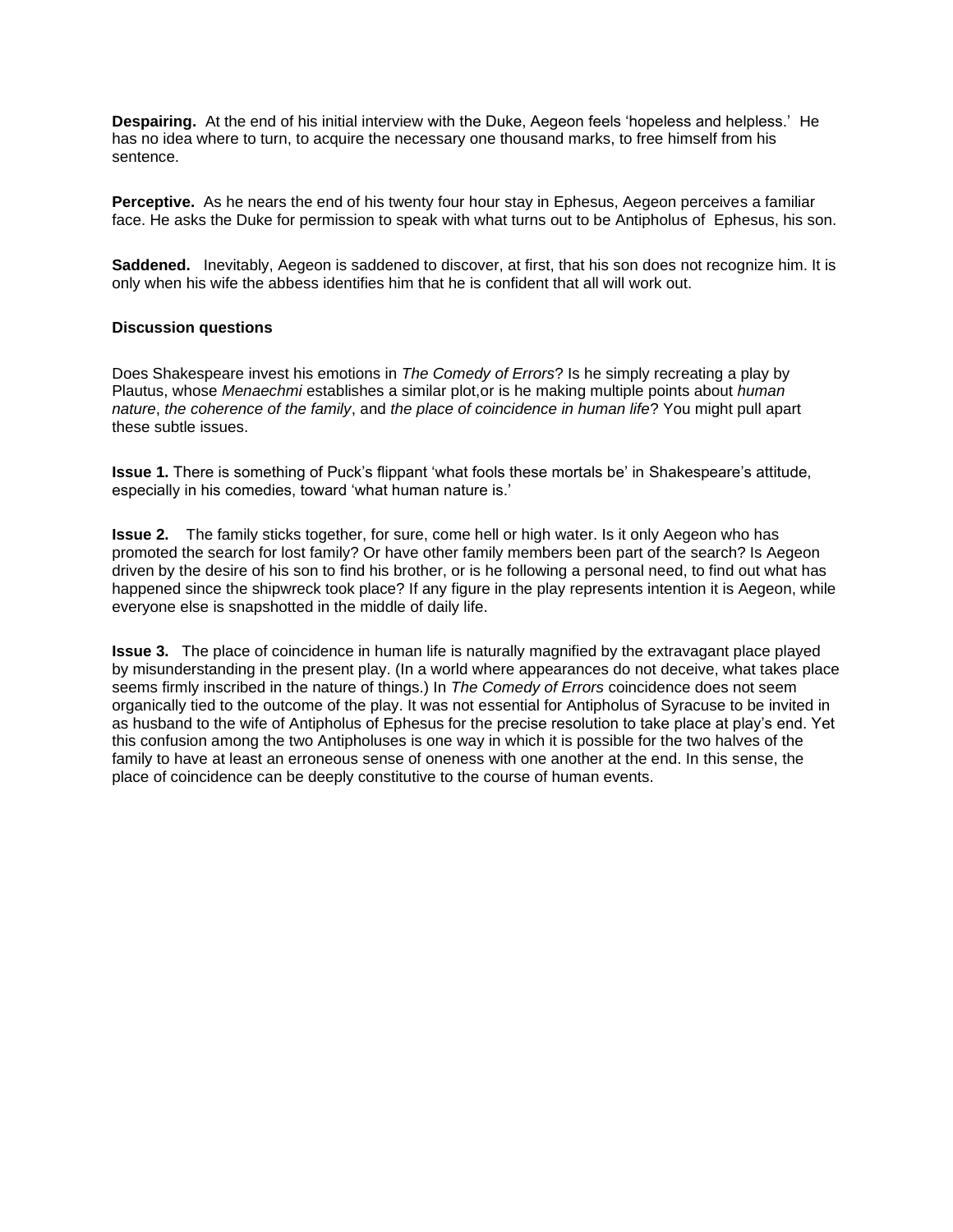**Despairing.** At the end of his initial interview with the Duke, Aegeon feels 'hopeless and helpless.' He has no idea where to turn, to acquire the necessary one thousand marks, to free himself from his sentence.

**Perceptive.** As he nears the end of his twenty four hour stay in Ephesus, Aegeon perceives a familiar face. He asks the Duke for permission to speak with what turns out to be Antipholus of Ephesus, his son.

**Saddened.** Inevitably, Aegeon is saddened to discover, at first, that his son does not recognize him. It is only when his wife the abbess identifies him that he is confident that all will work out.

**Discussion questions**

Does Shakespeare invest his emotions in *The Comedy of Errors*? Is he simply recreating a play by Plautus, whose *Menaechmi* establishes a similar plot,or is he making multiple points about *human nature*, *the coherence of the family*, and *the place of coincidence in human life*? You might pull apart these subtle issues.

**Issue 1.** There is something of Puck's flippant 'what fools these mortals be' in Shakespeare's attitude, especially in his comedies, toward 'what human nature is.'

**Issue 2.** The family sticks together, for sure, come hell or high water. Is it only Aegeon who has promoted the search for lost family? Or have other family members been part of the search? Is Aegeon driven by the desire of his son to find his brother, or is he following a personal need, to find out what has happened since the shipwreck took place? If any figure in the play represents intention it is Aegeon, while everyone else is snapshotted in the middle of daily life.

**Issue 3.** The place of coincidence in human life is naturally magnified by the extravagant place played by misunderstanding in the present play. (In a world where appearances do not deceive, what takes place seems firmly inscribed in the nature of things.) In *The Comedy of Errors* coincidence does not seem organically tied to the outcome of the play. It was not essential for Antipholus of Syracuse to be invited in as husband to the wife of Antipholus of Ephesus for the precise resolution to take place at play's end. Yet this confusion among the two Antipholuses is one way in which it is possible for the two halves of the family to have at least an erroneous sense of oneness with one another at the end. In this sense, the place of coincidence can be deeply constitutive to the course of human events.